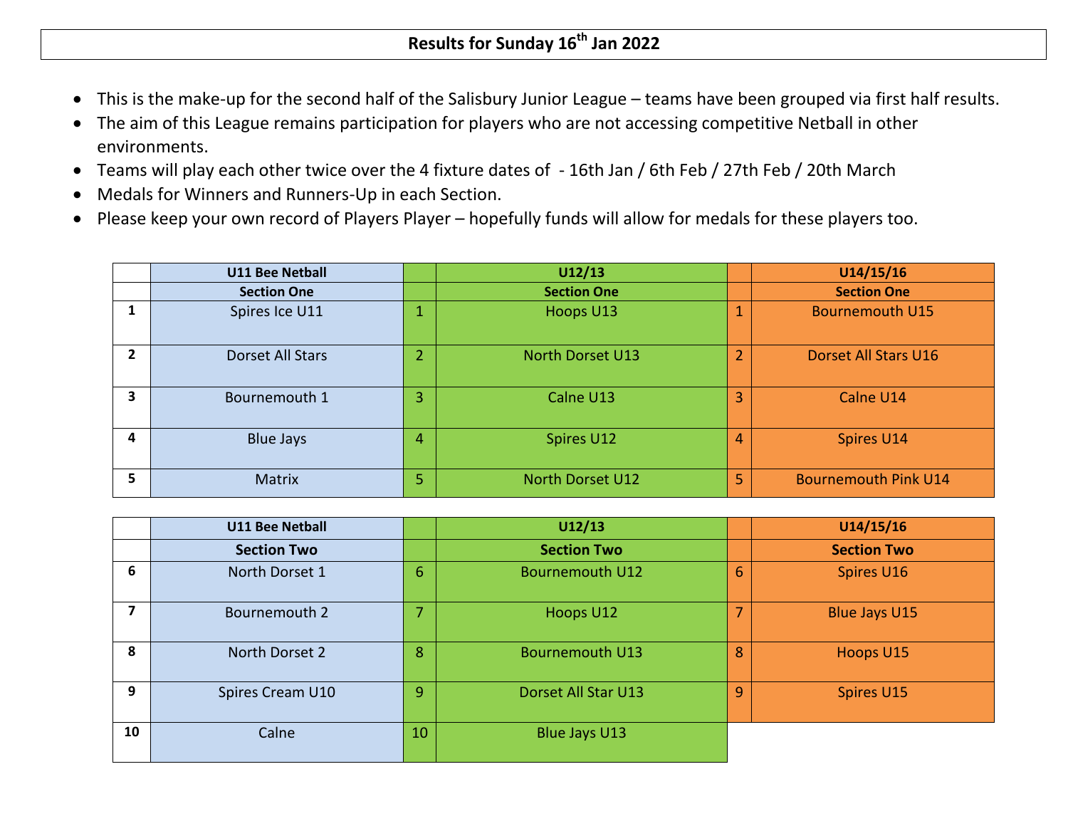# Results for Sunday 16th Jan 2022

- This is the make-up for the second half of the Salisbury Junior League – teams have been grouped via first half results.
- The aim of this League remains participation for players who are not accessing competitive Netball in other environments.
- Teams will play each other twice over the 4 fixture dates of - 16th Jan / 6th Feb / 27th Feb / 20th March
- Medals for Winners and Runners-Up in each Section.
- Please keep your own record of Players Player – hopefully funds will allow for medals for these players too.

| | U11 Bee Netball | | U12/13 | | U14/15/16 |
|---|---|---|---|---|---|
| | Section One | | Section One | | Section One |
| 1 | Spires Ice U11 | 1 | Hoops U13 | 1 | Bournemouth U15 |
| 2 | Dorset All Stars | 2 | North Dorset U13 | 2 | Dorset All Stars U16 |
| 3 | Bournemouth 1 | 3 | Calne U13 | 3 | Calne U14 |
| 4 | Blue Jays | 4 | Spires U12 | 4 | Spires U14 |
| 5 | Matrix | 5 | North Dorset U12 | 5 | Bournemouth Pink U14 |

| | U11 Bee Netball | | U12/13 | | U14/15/16 |
|---|---|---|---|---|---|
| | Section Two | | Section Two | | Section Two |
| 6 | North Dorset 1 | 6 | Bournemouth U12 | 6 | Spires U16 |
| 7 | Bournemouth 2 | 7 | Hoops U12 | 7 | Blue Jays U15 |
| 8 | North Dorset 2 | 8 | Bournemouth U13 | 8 | Hoops U15 |
| 9 | Spires Cream U10 | 9 | Dorset All Star U13 | 9 | Spires U15 |
| 10 | Calne | 10 | Blue Jays U13 | | |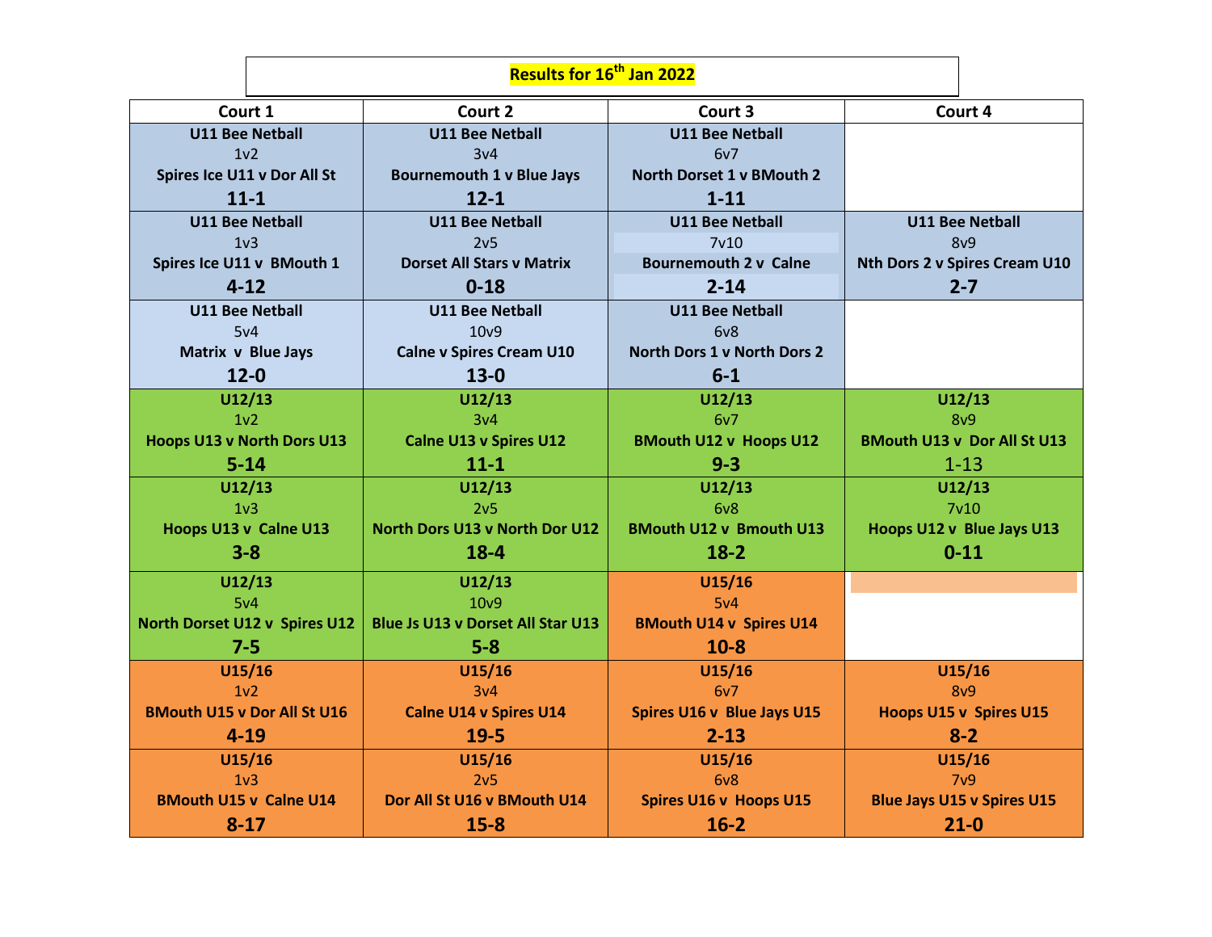**Results for 16th Jan 2022**

| Court 1 | Court 2 | Court 3 | Court 4 |
|---|---|---|---|
| U11 Bee Netball<br>1v2<br>**Spires Ice U11 v Dor All St**<br>**11-1** | U11 Bee Netball<br>3v4<br>**Bournemouth 1 v Blue Jays**<br>**12-1** | U11 Bee Netball<br>6v7<br>**North Dorset 1 v BMouth 2**<br>**1-11** | |
| U11 Bee Netball<br>1v3<br>**Spires Ice U11 v BMouth 1**<br>**4-12** | U11 Bee Netball<br>2v5<br>**Dorset All Stars v Matrix**<br>**0-18** | U11 Bee Netball<br>7v10<br>**Bournemouth 2 v Calne**<br>**2-14** | U11 Bee Netball<br>8v9<br>**Nth Dors 2 v Spires Cream U10**<br>**2-7** |
| U11 Bee Netball<br>5v4<br>**Matrix v Blue Jays**<br>**12-0** | U11 Bee Netball<br>10v9<br>**Calne v Spires Cream U10**<br>**13-0** | U11 Bee Netball<br>6v8<br>**North Dors 1 v North Dors 2**<br>**6-1** | |
| U12/13<br>1v2<br>**Hoops U13 v North Dors U13**<br>**5-14** | U12/13<br>3v4<br>**Calne U13 v Spires U12**<br>**11-1** | U12/13<br>6v7<br>**BMouth U12 v Hoops U12**<br>**9-3** | U12/13<br>8v9<br>**BMouth U13 v Dor All St U13**<br>1-13 |
| U12/13<br>1v3<br>**Hoops U13 v Calne U13**<br>**3-8** | U12/13<br>2v5<br>**North Dors U13 v North Dor U12**<br>**18-4** | U12/13<br>6v8<br>**BMouth U12 v Bmouth U13**<br>**18-2** | U12/13<br>7v10<br>**Hoops U12 v Blue Jays U13**<br>**0-11** |
| U12/13<br>5v4<br>**North Dorset U12 v Spires U12**<br>**7-5** | U12/13<br>10v9<br>**Blue Js U13 v Dorset All Star U13**<br>**5-8** | U15/16<br>5v4<br>**BMouth U14 v Spires U14**<br>**10-8** | |
| U15/16<br>1v2<br>**BMouth U15 v Dor All St U16**<br>**4-19** | U15/16<br>3v4<br>**Calne U14 v Spires U14**<br>**19-5** | U15/16<br>6v7<br>**Spires U16 v Blue Jays U15**<br>**2-13** | U15/16<br>8v9<br>**Hoops U15 v Spires U15**<br>**8-2** |
| U15/16<br>1v3<br>**BMouth U15 v Calne U14**<br>**8-17** | U15/16<br>2v5<br>**Dor All St U16 v BMouth U14**<br>**15-8** | U15/16<br>6v8<br>**Spires U16 v Hoops U15**<br>**16-2** | U15/16<br>7v9<br>**Blue Jays U15 v Spires U15**<br>**21-0** |